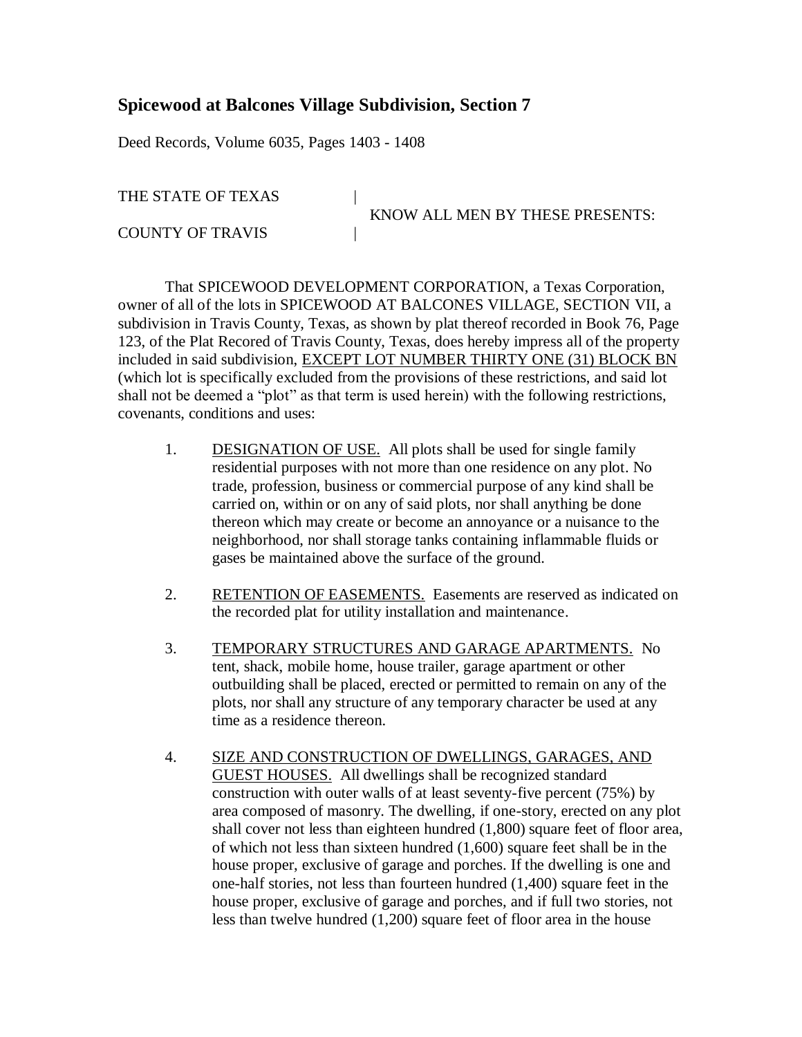## Spicewood at Balcones Village Subdivision, Section 7

Deed Records, Volume 6035, Pages 1403 - 1408

THE STATE OF TEXAS |
KNOW ALL MEN BY THESE PRESENTS:
COUNTY OF TRAVIS |

That SPICEWOOD DEVELOPMENT CORPORATION, a Texas Corporation, owner of all of the lots in SPICEWOOD AT BALCONES VILLAGE, SECTION VII, a subdivision in Travis County, Texas, as shown by plat thereof recorded in Book 76, Page 123, of the Plat Recored of Travis County, Texas, does hereby impress all of the property included in said subdivision, <u>EXCEPT LOT NUMBER THIRTY ONE (31) BLOCK BN</u> (which lot is specifically excluded from the provisions of these restrictions, and said lot shall not be deemed a "plot" as that term is used herein) with the following restrictions, covenants, conditions and uses:

1. <u>DESIGNATION OF USE.</u> All plots shall be used for single family residential purposes with not more than one residence on any plot. No trade, profession, business or commercial purpose of any kind shall be carried on, within or on any of said plots, nor shall anything be done thereon which may create or become an annoyance or a nuisance to the neighborhood, nor shall storage tanks containing inflammable fluids or gases be maintained above the surface of the ground.

2. <u>RETENTION OF EASEMENTS.</u> Easements are reserved as indicated on the recorded plat for utility installation and maintenance.

3. <u>TEMPORARY STRUCTURES AND GARAGE APARTMENTS.</u> No tent, shack, mobile home, house trailer, garage apartment or other outbuilding shall be placed, erected or permitted to remain on any of the plots, nor shall any structure of any temporary character be used at any time as a residence thereon.

4. <u>SIZE AND CONSTRUCTION OF DWELLINGS, GARAGES, AND GUEST HOUSES.</u> All dwellings shall be recognized standard construction with outer walls of at least seventy-five percent (75%) by area composed of masonry. The dwelling, if one-story, erected on any plot shall cover not less than eighteen hundred (1,800) square feet of floor area, of which not less than sixteen hundred (1,600) square feet shall be in the house proper, exclusive of garage and porches. If the dwelling is one and one-half stories, not less than fourteen hundred (1,400) square feet in the house proper, exclusive of garage and porches, and if full two stories, not less than twelve hundred (1,200) square feet of floor area in the house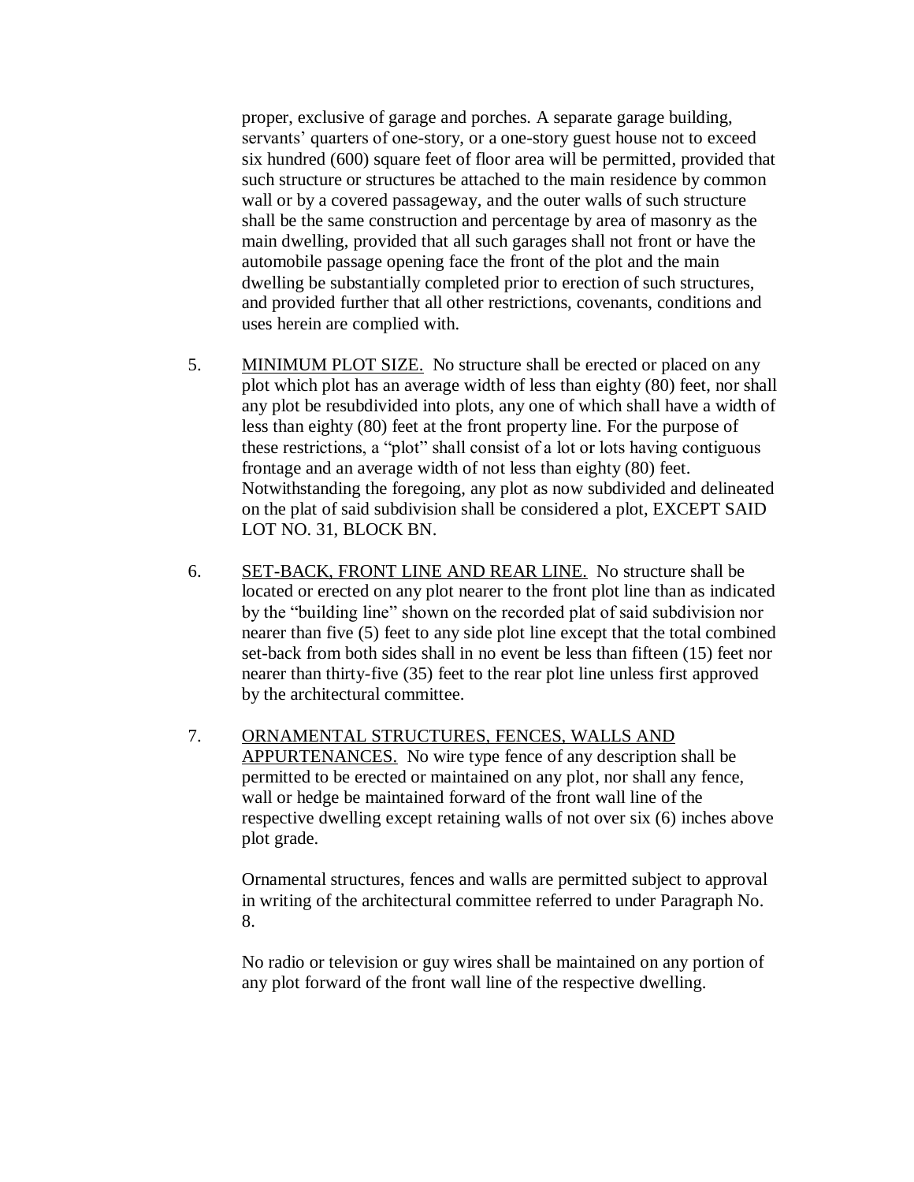proper, exclusive of garage and porches. A separate garage building, servants' quarters of one-story, or a one-story guest house not to exceed six hundred (600) square feet of floor area will be permitted, provided that such structure or structures be attached to the main residence by common wall or by a covered passageway, and the outer walls of such structure shall be the same construction and percentage by area of masonry as the main dwelling, provided that all such garages shall not front or have the automobile passage opening face the front of the plot and the main dwelling be substantially completed prior to erection of such structures, and provided further that all other restrictions, covenants, conditions and uses herein are complied with.

5. <u>MINIMUM PLOT SIZE.</u> No structure shall be erected or placed on any plot which plot has an average width of less than eighty (80) feet, nor shall any plot be resubdivided into plots, any one of which shall have a width of less than eighty (80) feet at the front property line. For the purpose of these restrictions, a "plot" shall consist of a lot or lots having contiguous frontage and an average width of not less than eighty (80) feet. Notwithstanding the foregoing, any plot as now subdivided and delineated on the plat of said subdivision shall be considered a plot, EXCEPT SAID LOT NO. 31, BLOCK BN.

6. <u>SET-BACK, FRONT LINE AND REAR LINE.</u> No structure shall be located or erected on any plot nearer to the front plot line than as indicated by the "building line" shown on the recorded plat of said subdivision nor nearer than five (5) feet to any side plot line except that the total combined set-back from both sides shall in no event be less than fifteen (15) feet nor nearer than thirty-five (35) feet to the rear plot line unless first approved by the architectural committee.

7. <u>ORNAMENTAL STRUCTURES, FENCES, WALLS AND APPURTENANCES.</u> No wire type fence of any description shall be permitted to be erected or maintained on any plot, nor shall any fence, wall or hedge be maintained forward of the front wall line of the respective dwelling except retaining walls of not over six (6) inches above plot grade.

   Ornamental structures, fences and walls are permitted subject to approval in writing of the architectural committee referred to under Paragraph No. 8.

   No radio or television or guy wires shall be maintained on any portion of any plot forward of the front wall line of the respective dwelling.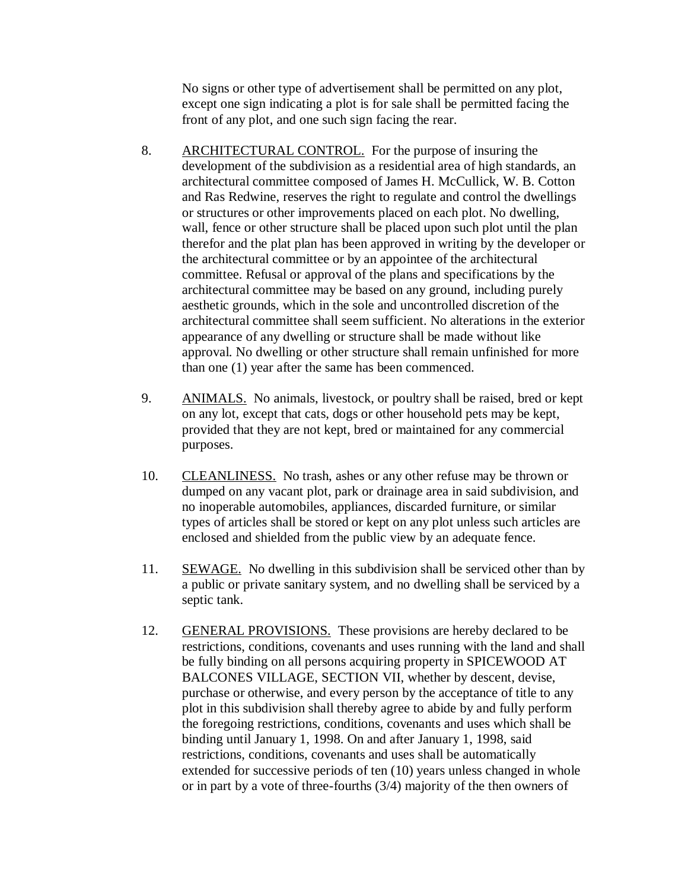No signs or other type of advertisement shall be permitted on any plot, except one sign indicating a plot is for sale shall be permitted facing the front of any plot, and one such sign facing the rear.

8. ARCHITECTURAL CONTROL. For the purpose of insuring the development of the subdivision as a residential area of high standards, an architectural committee composed of James H. McCullick, W. B. Cotton and Ras Redwine, reserves the right to regulate and control the dwellings or structures or other improvements placed on each plot. No dwelling, wall, fence or other structure shall be placed upon such plot until the plan therefor and the plat plan has been approved in writing by the developer or the architectural committee or by an appointee of the architectural committee. Refusal or approval of the plans and specifications by the architectural committee may be based on any ground, including purely aesthetic grounds, which in the sole and uncontrolled discretion of the architectural committee shall seem sufficient. No alterations in the exterior appearance of any dwelling or structure shall be made without like approval. No dwelling or other structure shall remain unfinished for more than one (1) year after the same has been commenced.

9. ANIMALS. No animals, livestock, or poultry shall be raised, bred or kept on any lot, except that cats, dogs or other household pets may be kept, provided that they are not kept, bred or maintained for any commercial purposes.

10. CLEANLINESS. No trash, ashes or any other refuse may be thrown or dumped on any vacant plot, park or drainage area in said subdivision, and no inoperable automobiles, appliances, discarded furniture, or similar types of articles shall be stored or kept on any plot unless such articles are enclosed and shielded from the public view by an adequate fence.

11. SEWAGE. No dwelling in this subdivision shall be serviced other than by a public or private sanitary system, and no dwelling shall be serviced by a septic tank.

12. GENERAL PROVISIONS. These provisions are hereby declared to be restrictions, conditions, covenants and uses running with the land and shall be fully binding on all persons acquiring property in SPICEWOOD AT BALCONES VILLAGE, SECTION VII, whether by descent, devise, purchase or otherwise, and every person by the acceptance of title to any plot in this subdivision shall thereby agree to abide by and fully perform the foregoing restrictions, conditions, covenants and uses which shall be binding until January 1, 1998. On and after January 1, 1998, said restrictions, conditions, covenants and uses shall be automatically extended for successive periods of ten (10) years unless changed in whole or in part by a vote of three-fourths (3/4) majority of the then owners of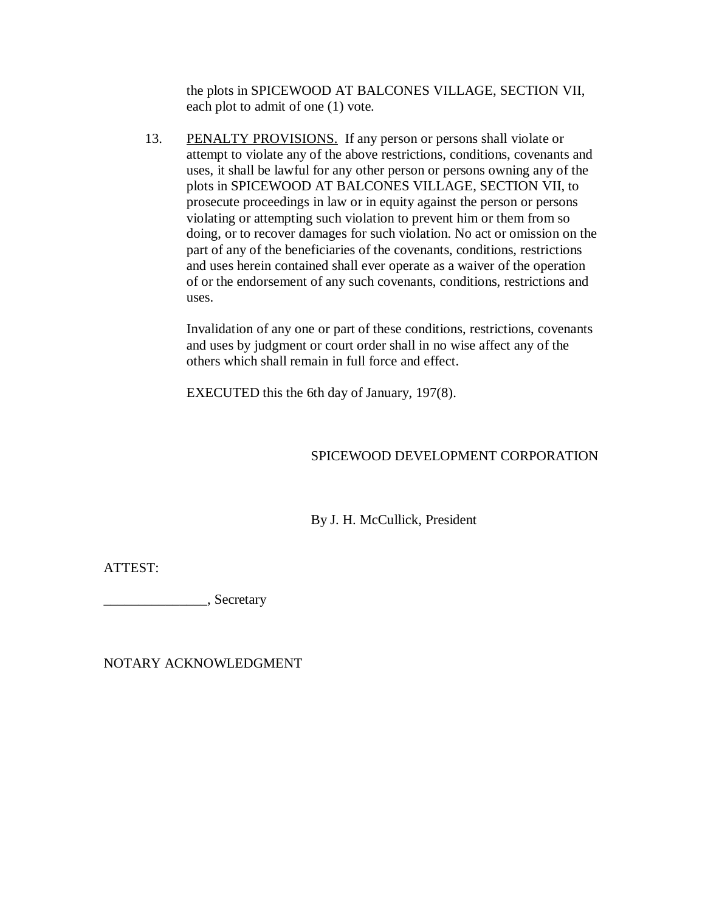the plots in SPICEWOOD AT BALCONES VILLAGE, SECTION VII, each plot to admit of one (1) vote.

13. PENALTY PROVISIONS. If any person or persons shall violate or attempt to violate any of the above restrictions, conditions, covenants and uses, it shall be lawful for any other person or persons owning any of the plots in SPICEWOOD AT BALCONES VILLAGE, SECTION VII, to prosecute proceedings in law or in equity against the person or persons violating or attempting such violation to prevent him or them from so doing, or to recover damages for such violation. No act or omission on the part of any of the beneficiaries of the covenants, conditions, restrictions and uses herein contained shall ever operate as a waiver of the operation of or the endorsement of any such covenants, conditions, restrictions and uses.

    Invalidation of any one or part of these conditions, restrictions, covenants and uses by judgment or court order shall in no wise affect any of the others which shall remain in full force and effect.

    EXECUTED this the 6th day of January, 197(8).

SPICEWOOD DEVELOPMENT CORPORATION

By J. H. McCullick, President

ATTEST:

_______________, Secretary

NOTARY ACKNOWLEDGMENT